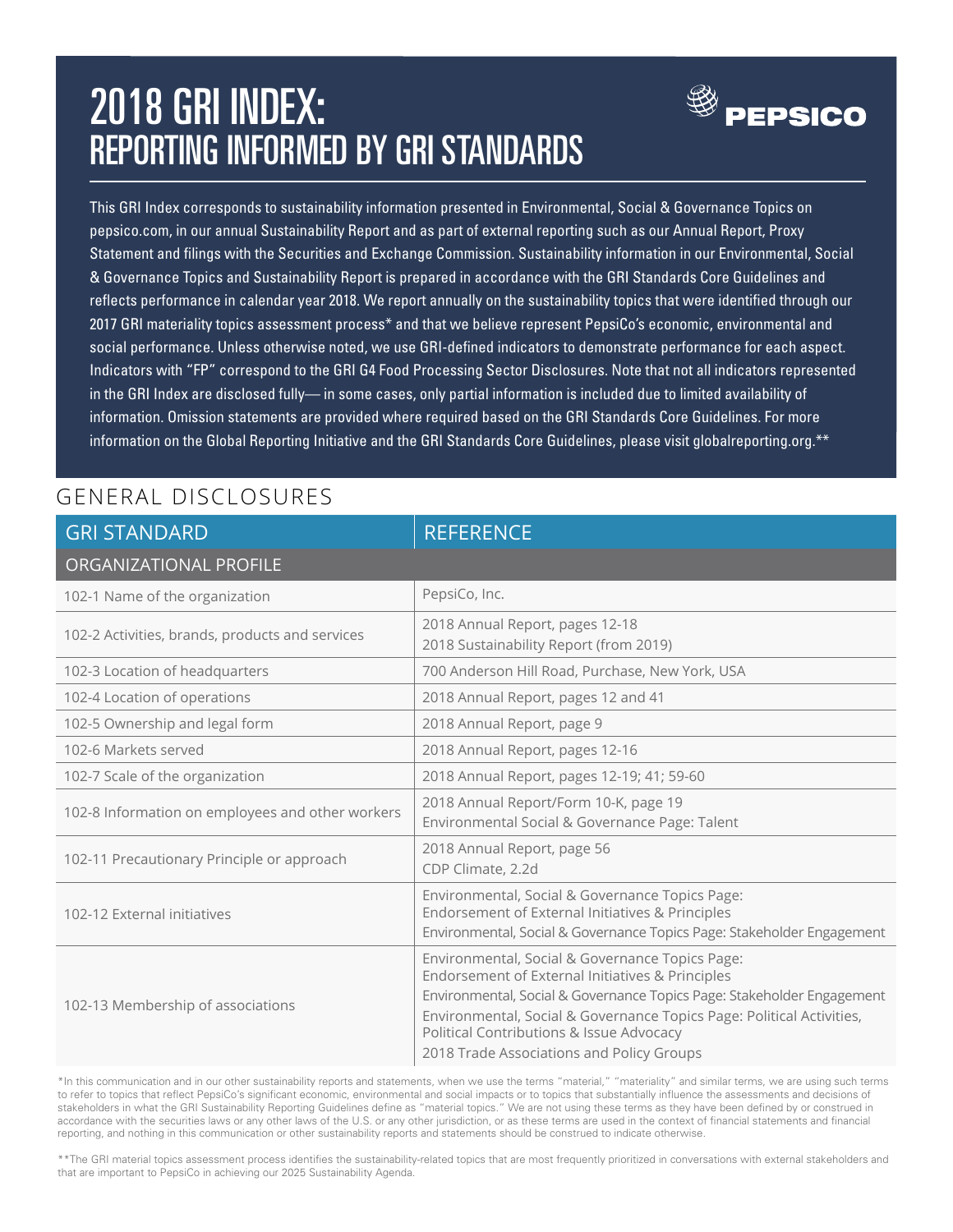# 2018 GRI INDEX: REPORTING INFORMED BY GRI STANDARDS

PEPSICO

This GRI Index corresponds to sustainability information presented in Environmental, Social & Governance Topics on pepsico.com, in our annual Sustainability Report and as part of external reporting such as our Annual Report, Proxy Statement and filings with the Securities and Exchange Commission. Sustainability information in our Environmental, Social & Governance Topics and Sustainability Report is prepared in accordance with the GRI Standards Core Guidelines and reflects performance in calendar year 2018. We report annually on the sustainability topics that were identified through our 2017 GRI materiality topics assessment process* and that we believe represent PepsiCo's economic, environmental and social performance. Unless otherwise noted, we use GRI-defined indicators to demonstrate performance for each aspect. Indicators with "FP" correspond to the GRI G4 Food Processing Sector Disclosures. Note that not all indicators represented in the GRI Index are disclosed fully— in some cases, only partial information is included due to limited availability of information. Omission statements are provided where required based on the GRI Standards Core Guidelines. For more information on the Global Reporting Initiative and the GRI Standards Core Guidelines, please visit globalreporting.org.**

## GENERAL DISCLOSURES

| GRI STANDARD | REFERENCE |
|---|---|
| **ORGANIZATIONAL PROFILE** | |
| 102-1 Name of the organization | PepsiCo, Inc. |
| 102-2 Activities, brands, products and services | 2018 Annual Report, pages 12-18<br>2018 Sustainability Report (from 2019) |
| 102-3 Location of headquarters | 700 Anderson Hill Road, Purchase, New York, USA |
| 102-4 Location of operations | 2018 Annual Report, pages 12 and 41 |
| 102-5 Ownership and legal form | 2018 Annual Report, page 9 |
| 102-6 Markets served | 2018 Annual Report, pages 12-16 |
| 102-7 Scale of the organization | 2018 Annual Report, pages 12-19; 41; 59-60 |
| 102-8 Information on employees and other workers | 2018 Annual Report/Form 10-K, page 19<br>Environmental Social & Governance Page: Talent |
| 102-11 Precautionary Principle or approach | 2018 Annual Report, page 56<br>CDP Climate, 2.2d |
| 102-12 External initiatives | Environmental, Social & Governance Topics Page: Endorsement of External Initiatives & Principles<br>Environmental, Social & Governance Topics Page: Stakeholder Engagement |
| 102-13 Membership of associations | Environmental, Social & Governance Topics Page: Endorsement of External Initiatives & Principles<br>Environmental, Social & Governance Topics Page: Stakeholder Engagement<br>Environmental, Social & Governance Topics Page: Political Activities, Political Contributions & Issue Advocacy<br>2018 Trade Associations and Policy Groups |

*In this communication and in our other sustainability reports and statements, when we use the terms "material," "materiality" and similar terms, we are using such terms to refer to topics that reflect PepsiCo's significant economic, environmental and social impacts or to topics that substantially influence the assessments and decisions of stakeholders in what the GRI Sustainability Reporting Guidelines define as "material topics." We are not using these terms as they have been defined by or construed in accordance with the securities laws or any other laws of the U.S. or any other jurisdiction, or as these terms are used in the context of financial statements and financial reporting, and nothing in this communication or other sustainability reports and statements should be construed to indicate otherwise.

**The GRI material topics assessment process identifies the sustainability-related topics that are most frequently prioritized in conversations with external stakeholders and that are important to PepsiCo in achieving our 2025 Sustainability Agenda.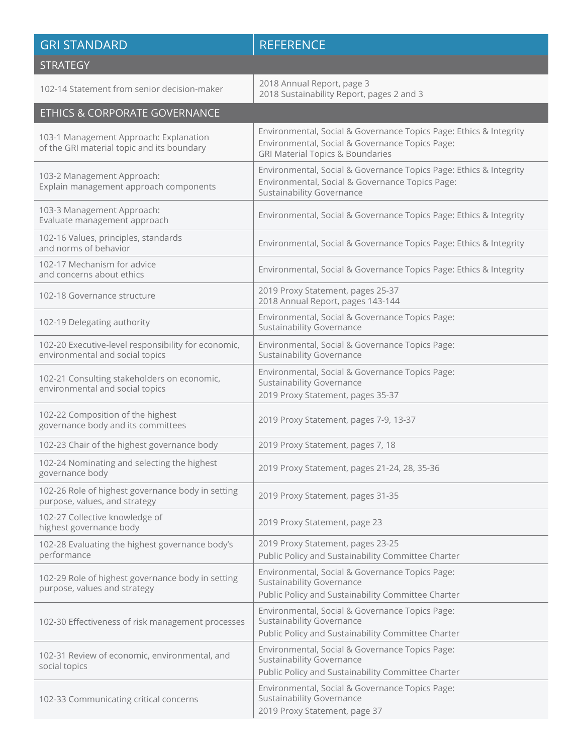| GRI STANDARD | REFERENCE |
| --- | --- |
| **STRATEGY** | |
| 102-14 Statement from senior decision-maker | 2018 Annual Report, page 3<br>2018 Sustainability Report, pages 2 and 3 |
| **ETHICS & CORPORATE GOVERNANCE** | |
| 103-1 Management Approach: Explanation of the GRI material topic and its boundary | Environmental, Social & Governance Topics Page: Ethics & Integrity<br>Environmental, Social & Governance Topics Page: GRI Material Topics & Boundaries |
| 103-2 Management Approach: Explain management approach components | Environmental, Social & Governance Topics Page: Ethics & Integrity<br>Environmental, Social & Governance Topics Page: Sustainability Governance |
| 103-3 Management Approach: Evaluate management approach | Environmental, Social & Governance Topics Page: Ethics & Integrity |
| 102-16 Values, principles, standards and norms of behavior | Environmental, Social & Governance Topics Page: Ethics & Integrity |
| 102-17 Mechanism for advice and concerns about ethics | Environmental, Social & Governance Topics Page: Ethics & Integrity |
| 102-18 Governance structure | 2019 Proxy Statement, pages 25-37<br>2018 Annual Report, pages 143-144 |
| 102-19 Delegating authority | Environmental, Social & Governance Topics Page: Sustainability Governance |
| 102-20 Executive-level responsibility for economic, environmental and social topics | Environmental, Social & Governance Topics Page: Sustainability Governance |
| 102-21 Consulting stakeholders on economic, environmental and social topics | Environmental, Social & Governance Topics Page: Sustainability Governance<br>2019 Proxy Statement, pages 35-37 |
| 102-22 Composition of the highest governance body and its committees | 2019 Proxy Statement, pages 7-9, 13-37 |
| 102-23 Chair of the highest governance body | 2019 Proxy Statement, pages 7, 18 |
| 102-24 Nominating and selecting the highest governance body | 2019 Proxy Statement, pages 21-24, 28, 35-36 |
| 102-26 Role of highest governance body in setting purpose, values, and strategy | 2019 Proxy Statement, pages 31-35 |
| 102-27 Collective knowledge of highest governance body | 2019 Proxy Statement, page 23 |
| 102-28 Evaluating the highest governance body's performance | 2019 Proxy Statement, pages 23-25<br>Public Policy and Sustainability Committee Charter |
| 102-29 Role of highest governance body in setting purpose, values and strategy | Environmental, Social & Governance Topics Page: Sustainability Governance<br>Public Policy and Sustainability Committee Charter |
| 102-30 Effectiveness of risk management processes | Environmental, Social & Governance Topics Page: Sustainability Governance<br>Public Policy and Sustainability Committee Charter |
| 102-31 Review of economic, environmental, and social topics | Environmental, Social & Governance Topics Page: Sustainability Governance<br>Public Policy and Sustainability Committee Charter |
| 102-33 Communicating critical concerns | Environmental, Social & Governance Topics Page: Sustainability Governance<br>2019 Proxy Statement, page 37 |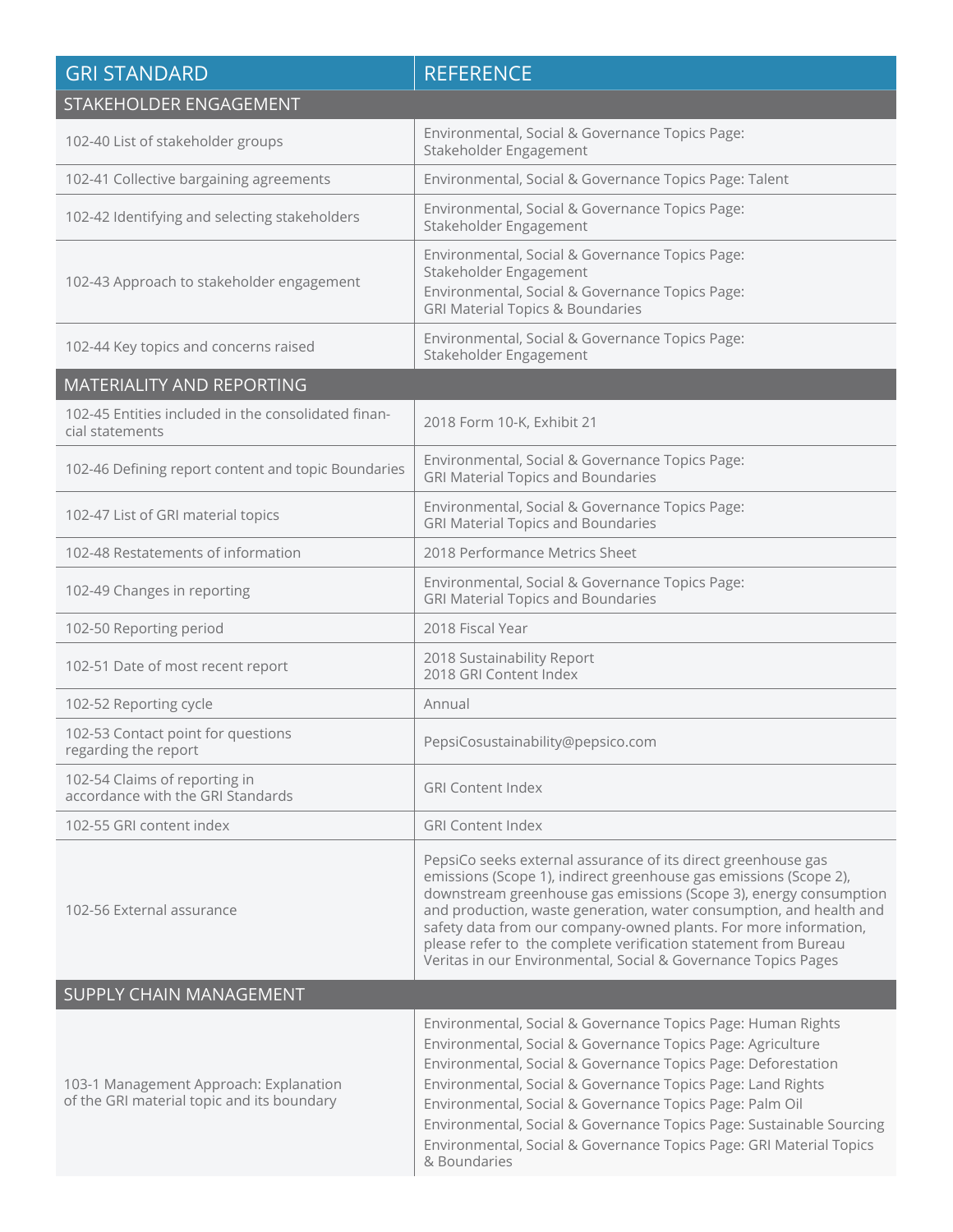| GRI STANDARD | REFERENCE |
|---|---|
| **STAKEHOLDER ENGAGEMENT** | |
| 102-40 List of stakeholder groups | Environmental, Social & Governance Topics Page: Stakeholder Engagement |
| 102-41 Collective bargaining agreements | Environmental, Social & Governance Topics Page: Talent |
| 102-42 Identifying and selecting stakeholders | Environmental, Social & Governance Topics Page: Stakeholder Engagement |
| 102-43 Approach to stakeholder engagement | Environmental, Social & Governance Topics Page: Stakeholder Engagement<br>Environmental, Social & Governance Topics Page: GRI Material Topics & Boundaries |
| 102-44 Key topics and concerns raised | Environmental, Social & Governance Topics Page: Stakeholder Engagement |
| **MATERIALITY AND REPORTING** | |
| 102-45 Entities included in the consolidated financial statements | 2018 Form 10-K, Exhibit 21 |
| 102-46 Defining report content and topic Boundaries | Environmental, Social & Governance Topics Page: GRI Material Topics and Boundaries |
| 102-47 List of GRI material topics | Environmental, Social & Governance Topics Page: GRI Material Topics and Boundaries |
| 102-48 Restatements of information | 2018 Performance Metrics Sheet |
| 102-49 Changes in reporting | Environmental, Social & Governance Topics Page: GRI Material Topics and Boundaries |
| 102-50 Reporting period | 2018 Fiscal Year |
| 102-51 Date of most recent report | 2018 Sustainability Report<br>2018 GRI Content Index |
| 102-52 Reporting cycle | Annual |
| 102-53 Contact point for questions regarding the report | PepsiCosustainability@pepsico.com |
| 102-54 Claims of reporting in accordance with the GRI Standards | GRI Content Index |
| 102-55 GRI content index | GRI Content Index |
| 102-56 External assurance | PepsiCo seeks external assurance of its direct greenhouse gas emissions (Scope 1), indirect greenhouse gas emissions (Scope 2), downstream greenhouse gas emissions (Scope 3), energy consumption and production, waste generation, water consumption, and health and safety data from our company-owned plants. For more information, please refer to the complete verification statement from Bureau Veritas in our Environmental, Social & Governance Topics Pages |
| **SUPPLY CHAIN MANAGEMENT** | |
| 103-1 Management Approach: Explanation of the GRI material topic and its boundary | Environmental, Social & Governance Topics Page: Human Rights<br>Environmental, Social & Governance Topics Page: Agriculture<br>Environmental, Social & Governance Topics Page: Deforestation<br>Environmental, Social & Governance Topics Page: Land Rights<br>Environmental, Social & Governance Topics Page: Palm Oil<br>Environmental, Social & Governance Topics Page: Sustainable Sourcing<br>Environmental, Social & Governance Topics Page: GRI Material Topics & Boundaries |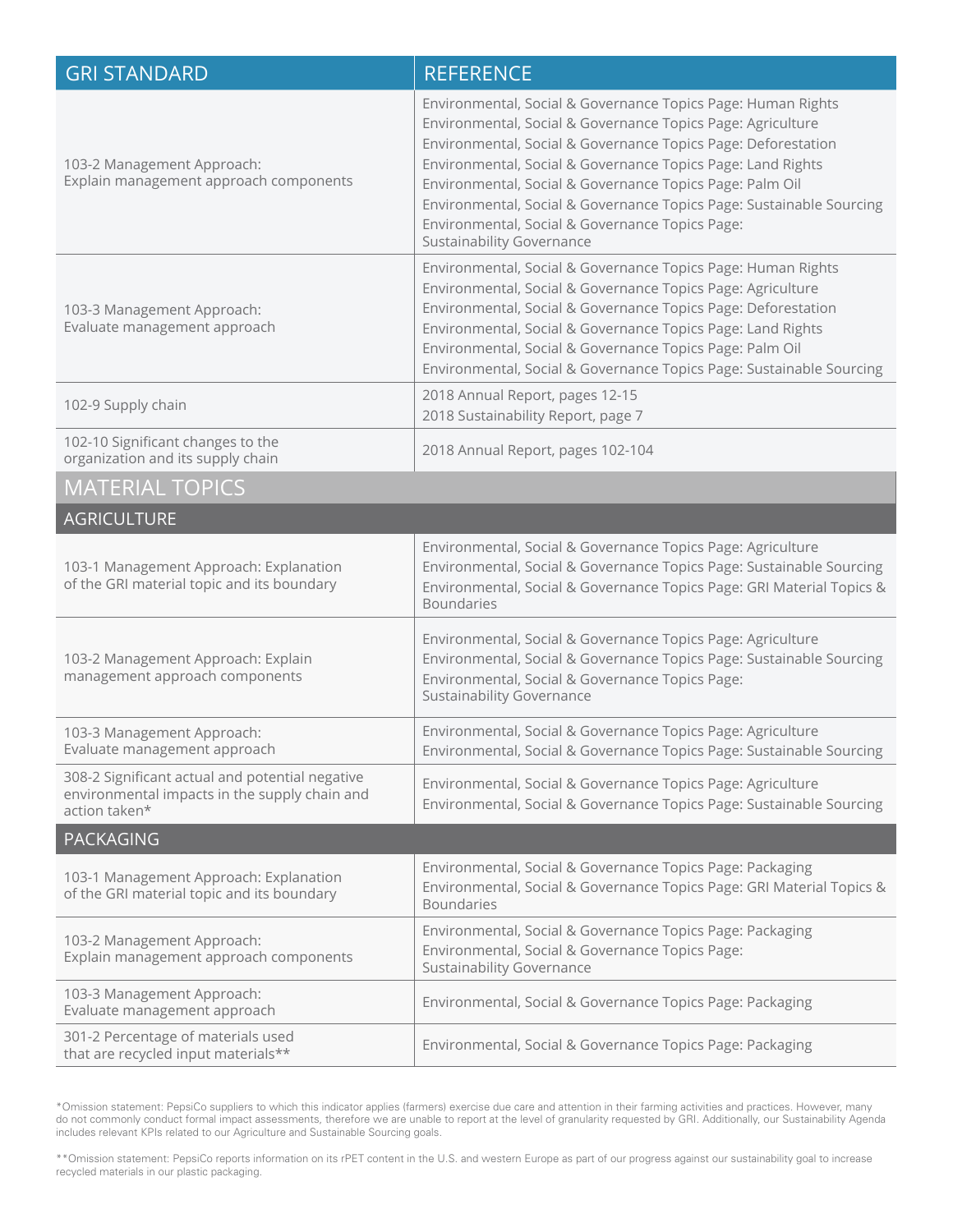| GRI STANDARD | REFERENCE |
| --- | --- |
| 103-2 Management Approach: Explain management approach components | Environmental, Social & Governance Topics Page: Human Rights<br>Environmental, Social & Governance Topics Page: Agriculture<br>Environmental, Social & Governance Topics Page: Deforestation<br>Environmental, Social & Governance Topics Page: Land Rights<br>Environmental, Social & Governance Topics Page: Palm Oil<br>Environmental, Social & Governance Topics Page: Sustainable Sourcing<br>Environmental, Social & Governance Topics Page: Sustainability Governance |
| 103-3 Management Approach: Evaluate management approach | Environmental, Social & Governance Topics Page: Human Rights<br>Environmental, Social & Governance Topics Page: Agriculture<br>Environmental, Social & Governance Topics Page: Deforestation<br>Environmental, Social & Governance Topics Page: Land Rights<br>Environmental, Social & Governance Topics Page: Palm Oil<br>Environmental, Social & Governance Topics Page: Sustainable Sourcing |
| 102-9 Supply chain | 2018 Annual Report, pages 12-15<br>2018 Sustainability Report, page 7 |
| 102-10 Significant changes to the organization and its supply chain | 2018 Annual Report, pages 102-104 |
| **MATERIAL TOPICS** | |
| **AGRICULTURE** | |
| 103-1 Management Approach: Explanation of the GRI material topic and its boundary | Environmental, Social & Governance Topics Page: Agriculture<br>Environmental, Social & Governance Topics Page: Sustainable Sourcing<br>Environmental, Social & Governance Topics Page: GRI Material Topics & Boundaries |
| 103-2 Management Approach: Explain management approach components | Environmental, Social & Governance Topics Page: Agriculture<br>Environmental, Social & Governance Topics Page: Sustainable Sourcing<br>Environmental, Social & Governance Topics Page: Sustainability Governance |
| 103-3 Management Approach: Evaluate management approach | Environmental, Social & Governance Topics Page: Agriculture<br>Environmental, Social & Governance Topics Page: Sustainable Sourcing |
| 308-2 Significant actual and potential negative environmental impacts in the supply chain and action taken* | Environmental, Social & Governance Topics Page: Agriculture<br>Environmental, Social & Governance Topics Page: Sustainable Sourcing |
| **PACKAGING** | |
| 103-1 Management Approach: Explanation of the GRI material topic and its boundary | Environmental, Social & Governance Topics Page: Packaging<br>Environmental, Social & Governance Topics Page: GRI Material Topics & Boundaries |
| 103-2 Management Approach: Explain management approach components | Environmental, Social & Governance Topics Page: Packaging<br>Environmental, Social & Governance Topics Page: Sustainability Governance |
| 103-3 Management Approach: Evaluate management approach | Environmental, Social & Governance Topics Page: Packaging |
| 301-2 Percentage of materials used that are recycled input materials** | Environmental, Social & Governance Topics Page: Packaging |

*Omission statement: PepsiCo suppliers to which this indicator applies (farmers) exercise due care and attention in their farming activities and practices. However, many do not commonly conduct formal impact assessments, therefore we are unable to report at the level of granularity requested by GRI. Additionally, our Sustainability Agenda includes relevant KPIs related to our Agriculture and Sustainable Sourcing goals.

**Omission statement: PepsiCo reports information on its rPET content in the U.S. and western Europe as part of our progress against our sustainability goal to increase recycled materials in our plastic packaging.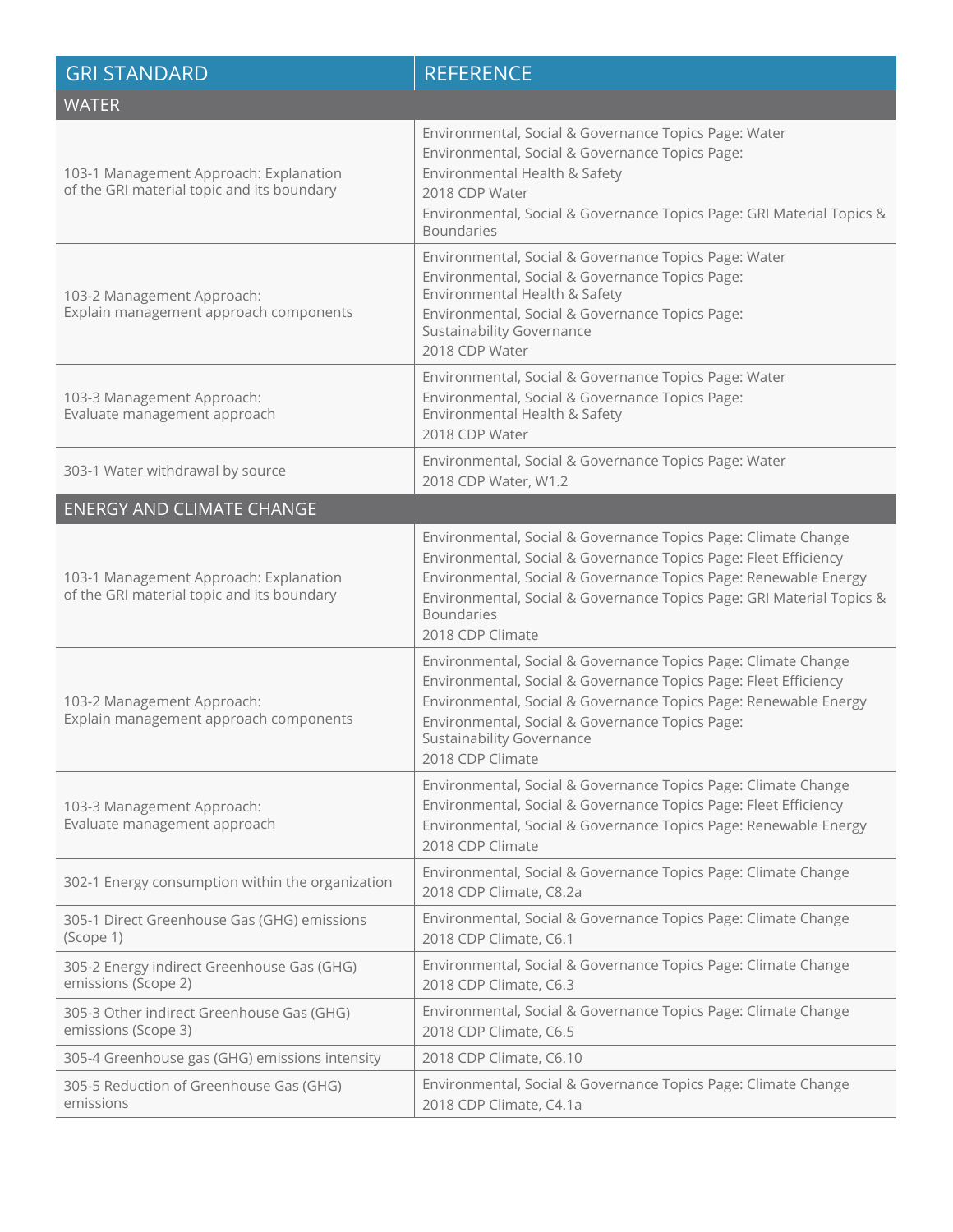| GRI STANDARD | REFERENCE |
|---|---|
| **WATER** | |
| 103-1 Management Approach: Explanation of the GRI material topic and its boundary | Environmental, Social & Governance Topics Page: Water<br>Environmental, Social & Governance Topics Page: Environmental Health & Safety<br>2018 CDP Water<br>Environmental, Social & Governance Topics Page: GRI Material Topics & Boundaries |
| 103-2 Management Approach: Explain management approach components | Environmental, Social & Governance Topics Page: Water<br>Environmental, Social & Governance Topics Page: Environmental Health & Safety<br>Environmental, Social & Governance Topics Page: Sustainability Governance<br>2018 CDP Water |
| 103-3 Management Approach: Evaluate management approach | Environmental, Social & Governance Topics Page: Water<br>Environmental, Social & Governance Topics Page: Environmental Health & Safety<br>2018 CDP Water |
| 303-1 Water withdrawal by source | Environmental, Social & Governance Topics Page: Water<br>2018 CDP Water, W1.2 |
| **ENERGY AND CLIMATE CHANGE** | |
| 103-1 Management Approach: Explanation of the GRI material topic and its boundary | Environmental, Social & Governance Topics Page: Climate Change<br>Environmental, Social & Governance Topics Page: Fleet Efficiency<br>Environmental, Social & Governance Topics Page: Renewable Energy<br>Environmental, Social & Governance Topics Page: GRI Material Topics & Boundaries<br>2018 CDP Climate |
| 103-2 Management Approach: Explain management approach components | Environmental, Social & Governance Topics Page: Climate Change<br>Environmental, Social & Governance Topics Page: Fleet Efficiency<br>Environmental, Social & Governance Topics Page: Renewable Energy<br>Environmental, Social & Governance Topics Page: Sustainability Governance<br>2018 CDP Climate |
| 103-3 Management Approach: Evaluate management approach | Environmental, Social & Governance Topics Page: Climate Change<br>Environmental, Social & Governance Topics Page: Fleet Efficiency<br>Environmental, Social & Governance Topics Page: Renewable Energy<br>2018 CDP Climate |
| 302-1 Energy consumption within the organization | Environmental, Social & Governance Topics Page: Climate Change<br>2018 CDP Climate, C8.2a |
| 305-1 Direct Greenhouse Gas (GHG) emissions (Scope 1) | Environmental, Social & Governance Topics Page: Climate Change<br>2018 CDP Climate, C6.1 |
| 305-2 Energy indirect Greenhouse Gas (GHG) emissions (Scope 2) | Environmental, Social & Governance Topics Page: Climate Change<br>2018 CDP Climate, C6.3 |
| 305-3 Other indirect Greenhouse Gas (GHG) emissions (Scope 3) | Environmental, Social & Governance Topics Page: Climate Change<br>2018 CDP Climate, C6.5 |
| 305-4 Greenhouse gas (GHG) emissions intensity | 2018 CDP Climate, C6.10 |
| 305-5 Reduction of Greenhouse Gas (GHG) emissions | Environmental, Social & Governance Topics Page: Climate Change<br>2018 CDP Climate, C4.1a |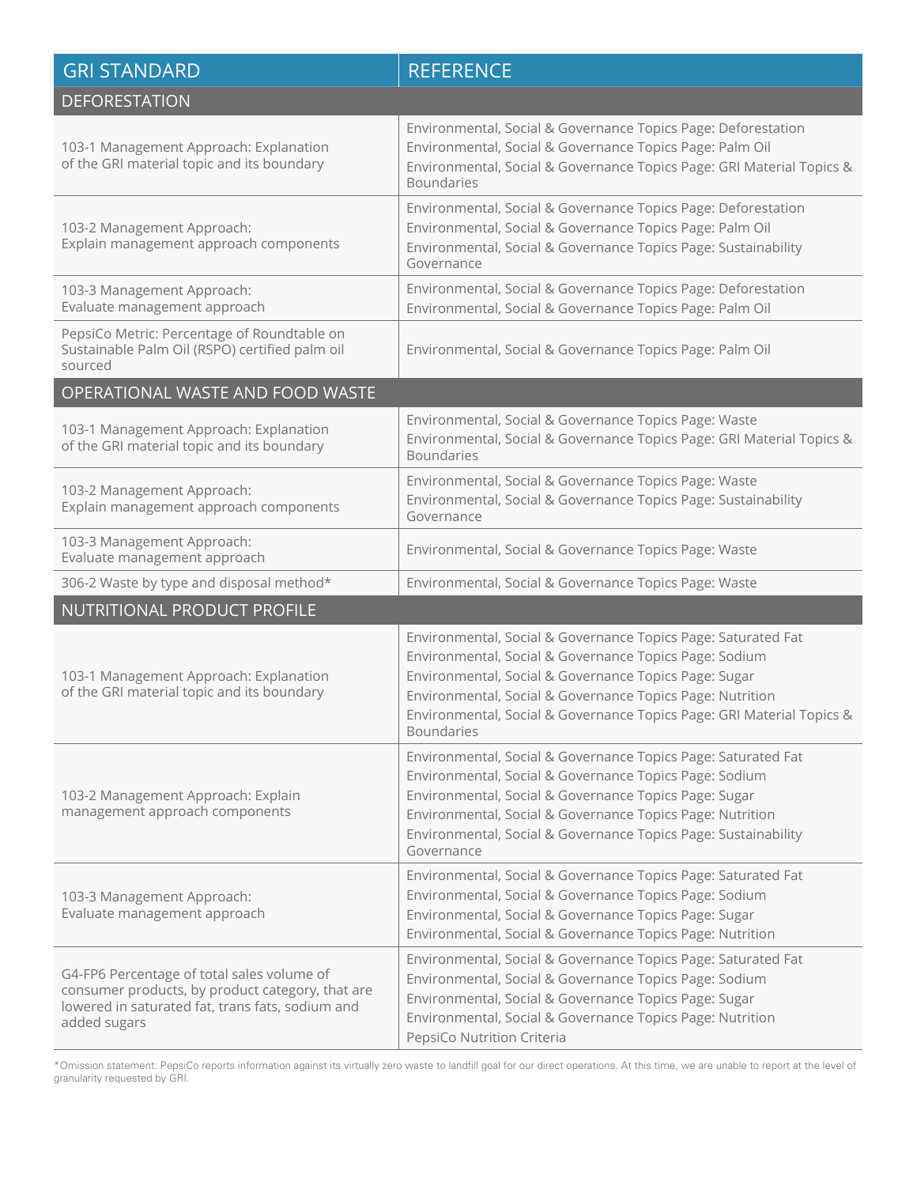| GRI STANDARD | REFERENCE |
|---|---|
| **DEFORESTATION** | |
| 103-1 Management Approach: Explanation of the GRI material topic and its boundary | Environmental, Social & Governance Topics Page: Deforestation<br>Environmental, Social & Governance Topics Page: Palm Oil<br>Environmental, Social & Governance Topics Page: GRI Material Topics & Boundaries |
| 103-2 Management Approach: Explain management approach components | Environmental, Social & Governance Topics Page: Deforestation<br>Environmental, Social & Governance Topics Page: Palm Oil<br>Environmental, Social & Governance Topics Page: Sustainability Governance |
| 103-3 Management Approach: Evaluate management approach | Environmental, Social & Governance Topics Page: Deforestation<br>Environmental, Social & Governance Topics Page: Palm Oil |
| PepsiCo Metric: Percentage of Roundtable on Sustainable Palm Oil (RSPO) certified palm oil sourced | Environmental, Social & Governance Topics Page: Palm Oil |
| **OPERATIONAL WASTE AND FOOD WASTE** | |
| 103-1 Management Approach: Explanation of the GRI material topic and its boundary | Environmental, Social & Governance Topics Page: Waste<br>Environmental, Social & Governance Topics Page: GRI Material Topics & Boundaries |
| 103-2 Management Approach: Explain management approach components | Environmental, Social & Governance Topics Page: Waste<br>Environmental, Social & Governance Topics Page: Sustainability Governance |
| 103-3 Management Approach: Evaluate management approach | Environmental, Social & Governance Topics Page: Waste |
| 306-2 Waste by type and disposal method* | Environmental, Social & Governance Topics Page: Waste |
| **NUTRITIONAL PRODUCT PROFILE** | |
| 103-1 Management Approach: Explanation of the GRI material topic and its boundary | Environmental, Social & Governance Topics Page: Saturated Fat<br>Environmental, Social & Governance Topics Page: Sodium<br>Environmental, Social & Governance Topics Page: Sugar<br>Environmental, Social & Governance Topics Page: Nutrition<br>Environmental, Social & Governance Topics Page: GRI Material Topics & Boundaries |
| 103-2 Management Approach: Explain management approach components | Environmental, Social & Governance Topics Page: Saturated Fat<br>Environmental, Social & Governance Topics Page: Sodium<br>Environmental, Social & Governance Topics Page: Sugar<br>Environmental, Social & Governance Topics Page: Nutrition<br>Environmental, Social & Governance Topics Page: Sustainability Governance |
| 103-3 Management Approach: Evaluate management approach | Environmental, Social & Governance Topics Page: Saturated Fat<br>Environmental, Social & Governance Topics Page: Sodium<br>Environmental, Social & Governance Topics Page: Sugar<br>Environmental, Social & Governance Topics Page: Nutrition |
| G4-FP6 Percentage of total sales volume of consumer products, by product category, that are lowered in saturated fat, trans fats, sodium and added sugars | Environmental, Social & Governance Topics Page: Saturated Fat<br>Environmental, Social & Governance Topics Page: Sodium<br>Environmental, Social & Governance Topics Page: Sugar<br>Environmental, Social & Governance Topics Page: Nutrition<br>PepsiCo Nutrition Criteria |

*Omission statement: PepsiCo reports information against its virtually zero waste to landfill goal for our direct operations. At this time, we are unable to report at the level of granularity requested by GRI.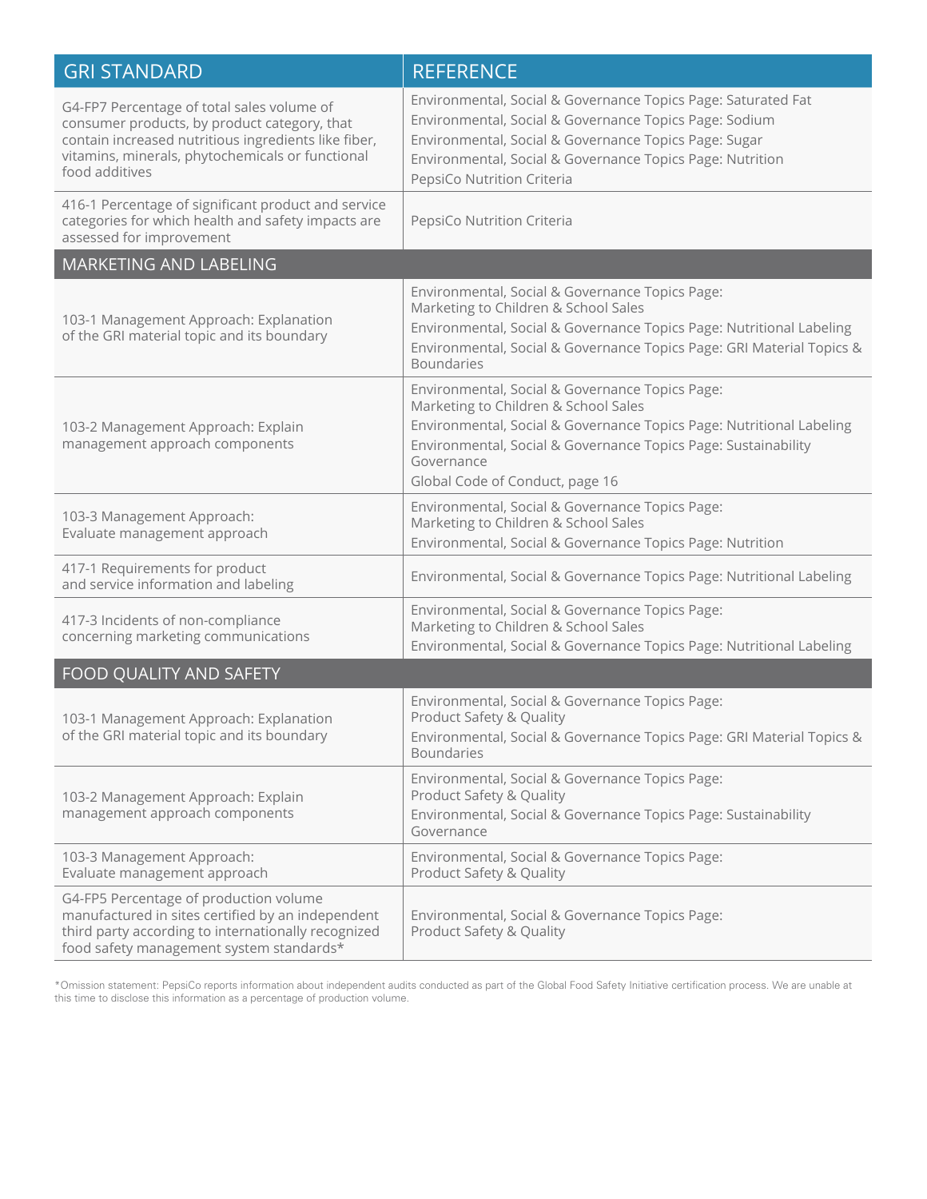| GRI STANDARD | REFERENCE |
| --- | --- |
| G4-FP7 Percentage of total sales volume of consumer products, by product category, that contain increased nutritious ingredients like fiber, vitamins, minerals, phytochemicals or functional food additives | Environmental, Social & Governance Topics Page: Saturated Fat<br>Environmental, Social & Governance Topics Page: Sodium<br>Environmental, Social & Governance Topics Page: Sugar<br>Environmental, Social & Governance Topics Page: Nutrition<br>PepsiCo Nutrition Criteria |
| 416-1 Percentage of significant product and service categories for which health and safety impacts are assessed for improvement | PepsiCo Nutrition Criteria |
| **MARKETING AND LABELING** | |
| 103-1 Management Approach: Explanation of the GRI material topic and its boundary | Environmental, Social & Governance Topics Page: Marketing to Children & School Sales<br>Environmental, Social & Governance Topics Page: Nutritional Labeling<br>Environmental, Social & Governance Topics Page: GRI Material Topics & Boundaries |
| 103-2 Management Approach: Explain management approach components | Environmental, Social & Governance Topics Page: Marketing to Children & School Sales<br>Environmental, Social & Governance Topics Page: Nutritional Labeling<br>Environmental, Social & Governance Topics Page: Sustainability Governance<br>Global Code of Conduct, page 16 |
| 103-3 Management Approach: Evaluate management approach | Environmental, Social & Governance Topics Page: Marketing to Children & School Sales<br>Environmental, Social & Governance Topics Page: Nutrition |
| 417-1 Requirements for product and service information and labeling | Environmental, Social & Governance Topics Page: Nutritional Labeling |
| 417-3 Incidents of non-compliance concerning marketing communications | Environmental, Social & Governance Topics Page: Marketing to Children & School Sales<br>Environmental, Social & Governance Topics Page: Nutritional Labeling |
| **FOOD QUALITY AND SAFETY** | |
| 103-1 Management Approach: Explanation of the GRI material topic and its boundary | Environmental, Social & Governance Topics Page: Product Safety & Quality<br>Environmental, Social & Governance Topics Page: GRI Material Topics & Boundaries |
| 103-2 Management Approach: Explain management approach components | Environmental, Social & Governance Topics Page: Product Safety & Quality<br>Environmental, Social & Governance Topics Page: Sustainability Governance |
| 103-3 Management Approach: Evaluate management approach | Environmental, Social & Governance Topics Page: Product Safety & Quality |
| G4-FP5 Percentage of production volume manufactured in sites certified by an independent third party according to internationally recognized food safety management system standards* | Environmental, Social & Governance Topics Page: Product Safety & Quality |

*Omission statement: PepsiCo reports information about independent audits conducted as part of the Global Food Safety Initiative certification process. We are unable at this time to disclose this information as a percentage of production volume.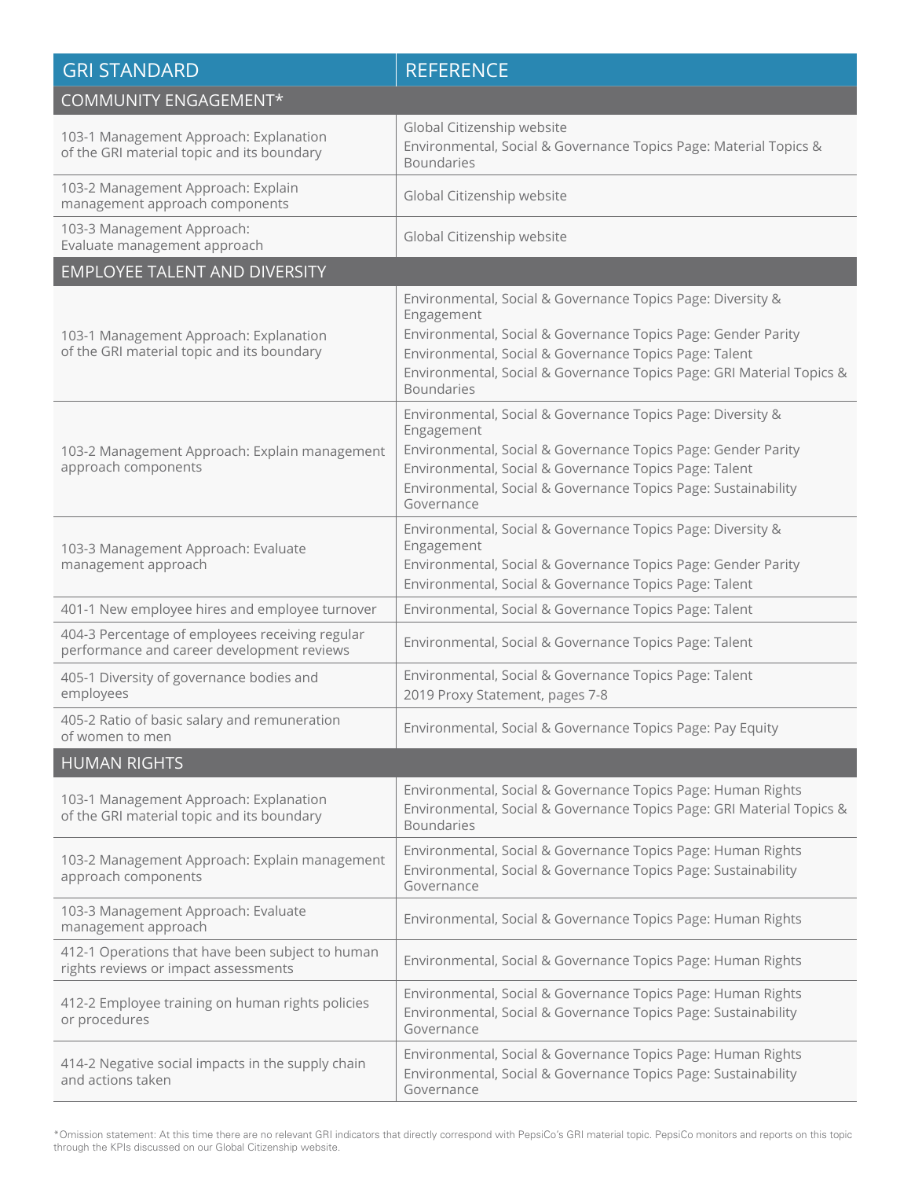| GRI STANDARD | REFERENCE |
|---|---|
| **COMMUNITY ENGAGEMENT*** | |
| 103-1 Management Approach: Explanation of the GRI material topic and its boundary | Global Citizenship website<br>Environmental, Social & Governance Topics Page: Material Topics & Boundaries |
| 103-2 Management Approach: Explain management approach components | Global Citizenship website |
| 103-3 Management Approach: Evaluate management approach | Global Citizenship website |
| **EMPLOYEE TALENT AND DIVERSITY** | |
| 103-1 Management Approach: Explanation of the GRI material topic and its boundary | Environmental, Social & Governance Topics Page: Diversity & Engagement<br>Environmental, Social & Governance Topics Page: Gender Parity<br>Environmental, Social & Governance Topics Page: Talent<br>Environmental, Social & Governance Topics Page: GRI Material Topics & Boundaries |
| 103-2 Management Approach: Explain management approach components | Environmental, Social & Governance Topics Page: Diversity & Engagement<br>Environmental, Social & Governance Topics Page: Gender Parity<br>Environmental, Social & Governance Topics Page: Talent<br>Environmental, Social & Governance Topics Page: Sustainability Governance |
| 103-3 Management Approach: Evaluate management approach | Environmental, Social & Governance Topics Page: Diversity & Engagement<br>Environmental, Social & Governance Topics Page: Gender Parity<br>Environmental, Social & Governance Topics Page: Talent |
| 401-1 New employee hires and employee turnover | Environmental, Social & Governance Topics Page: Talent |
| 404-3 Percentage of employees receiving regular performance and career development reviews | Environmental, Social & Governance Topics Page: Talent |
| 405-1 Diversity of governance bodies and employees | Environmental, Social & Governance Topics Page: Talent<br>2019 Proxy Statement, pages 7-8 |
| 405-2 Ratio of basic salary and remuneration of women to men | Environmental, Social & Governance Topics Page: Pay Equity |
| **HUMAN RIGHTS** | |
| 103-1 Management Approach: Explanation of the GRI material topic and its boundary | Environmental, Social & Governance Topics Page: Human Rights<br>Environmental, Social & Governance Topics Page: GRI Material Topics & Boundaries |
| 103-2 Management Approach: Explain management approach components | Environmental, Social & Governance Topics Page: Human Rights<br>Environmental, Social & Governance Topics Page: Sustainability Governance |
| 103-3 Management Approach: Evaluate management approach | Environmental, Social & Governance Topics Page: Human Rights |
| 412-1 Operations that have been subject to human rights reviews or impact assessments | Environmental, Social & Governance Topics Page: Human Rights |
| 412-2 Employee training on human rights policies or procedures | Environmental, Social & Governance Topics Page: Human Rights<br>Environmental, Social & Governance Topics Page: Sustainability Governance |
| 414-2 Negative social impacts in the supply chain and actions taken | Environmental, Social & Governance Topics Page: Human Rights<br>Environmental, Social & Governance Topics Page: Sustainability Governance |

*Omission statement: At this time there are no relevant GRI indicators that directly correspond with PepsiCo's GRI material topic. PepsiCo monitors and reports on this topic through the KPIs discussed on our Global Citizenship website.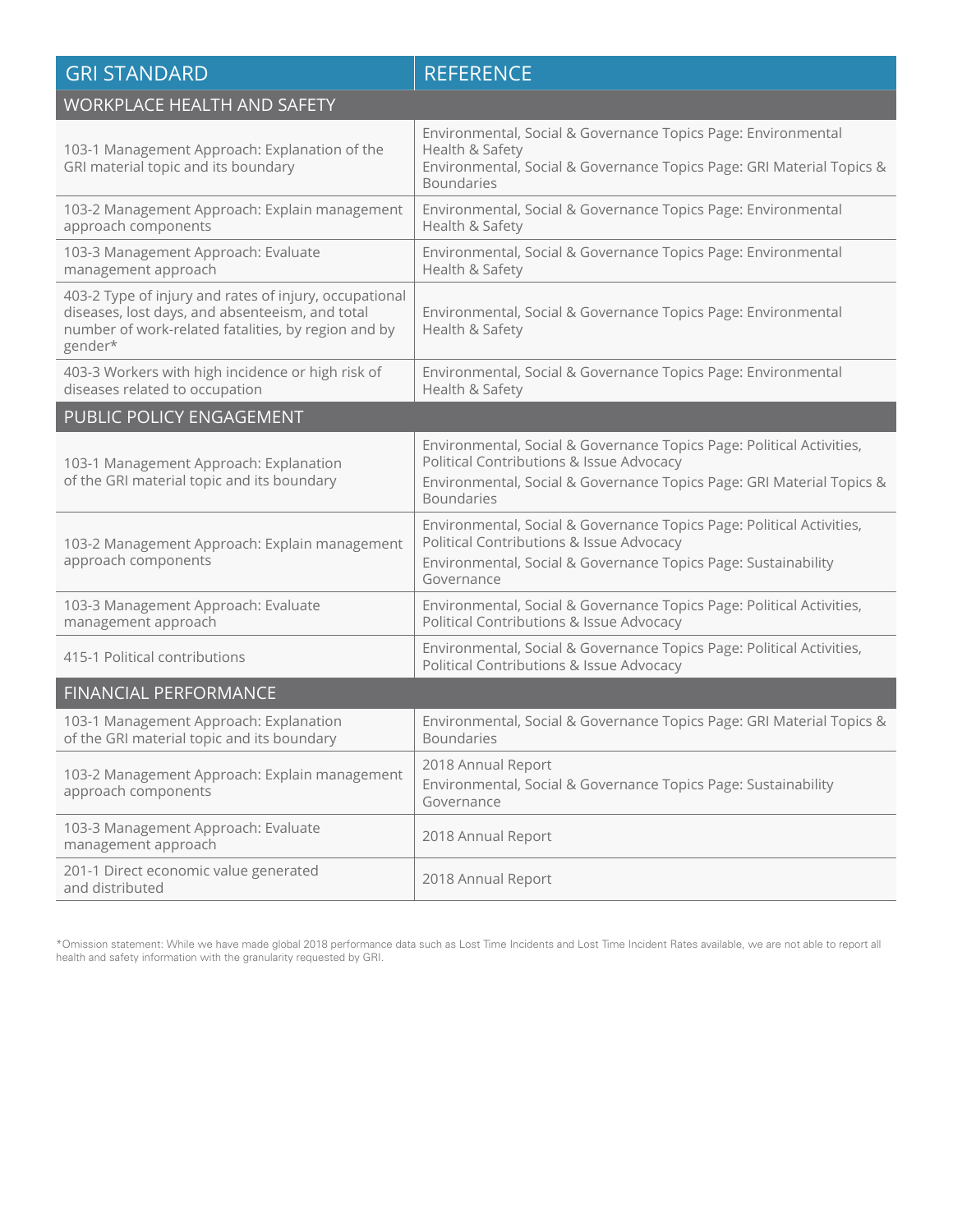| GRI STANDARD | REFERENCE |
|---|---|
| **WORKPLACE HEALTH AND SAFETY** | |
| 103-1 Management Approach: Explanation of the GRI material topic and its boundary | Environmental, Social & Governance Topics Page: Environmental Health & Safety<br>Environmental, Social & Governance Topics Page: GRI Material Topics & Boundaries |
| 103-2 Management Approach: Explain management approach components | Environmental, Social & Governance Topics Page: Environmental Health & Safety |
| 103-3 Management Approach: Evaluate management approach | Environmental, Social & Governance Topics Page: Environmental Health & Safety |
| 403-2 Type of injury and rates of injury, occupational diseases, lost days, and absenteeism, and total number of work-related fatalities, by region and by gender* | Environmental, Social & Governance Topics Page: Environmental Health & Safety |
| 403-3 Workers with high incidence or high risk of diseases related to occupation | Environmental, Social & Governance Topics Page: Environmental Health & Safety |
| **PUBLIC POLICY ENGAGEMENT** | |
| 103-1 Management Approach: Explanation of the GRI material topic and its boundary | Environmental, Social & Governance Topics Page: Political Activities, Political Contributions & Issue Advocacy<br>Environmental, Social & Governance Topics Page: GRI Material Topics & Boundaries |
| 103-2 Management Approach: Explain management approach components | Environmental, Social & Governance Topics Page: Political Activities, Political Contributions & Issue Advocacy<br>Environmental, Social & Governance Topics Page: Sustainability Governance |
| 103-3 Management Approach: Evaluate management approach | Environmental, Social & Governance Topics Page: Political Activities, Political Contributions & Issue Advocacy |
| 415-1 Political contributions | Environmental, Social & Governance Topics Page: Political Activities, Political Contributions & Issue Advocacy |
| **FINANCIAL PERFORMANCE** | |
| 103-1 Management Approach: Explanation of the GRI material topic and its boundary | Environmental, Social & Governance Topics Page: GRI Material Topics & Boundaries |
| 103-2 Management Approach: Explain management approach components | 2018 Annual Report<br>Environmental, Social & Governance Topics Page: Sustainability Governance |
| 103-3 Management Approach: Evaluate management approach | 2018 Annual Report |
| 201-1 Direct economic value generated and distributed | 2018 Annual Report |

*Omission statement: While we have made global 2018 performance data such as Lost Time Incidents and Lost Time Incident Rates available, we are not able to report all health and safety information with the granularity requested by GRI.